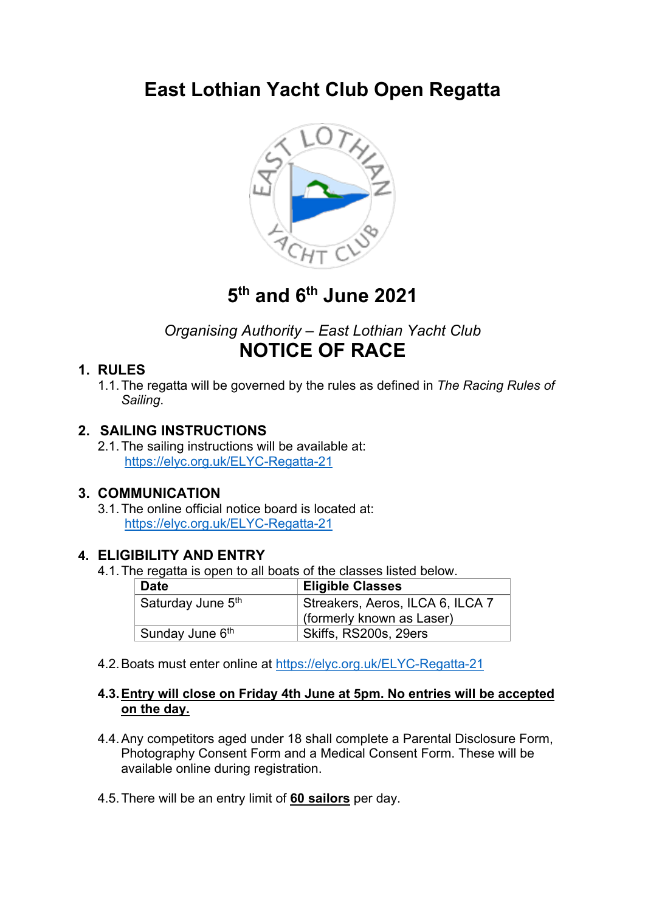# East Lothian Yacht Club Open Regatta

## 5th and 6th June 2021

*Organising Authority – East Lothian Yacht Club*

# NOTICE OF RACE

## 1. RULES

1.1. The regatta will be governed by the rules as defined in *The Racing Rules of Sailing*.

## 2. SAILING INSTRUCTIONS

2.1. The sailing instructions will be available at: https://elyc.org.uk/ELYC-Regatta-21

## 3. COMMUNICATION

3.1. The online official notice board is located at: https://elyc.org.uk/ELYC-Regatta-21

## 4. ELIGIBILITY AND ENTRY

4.1. The regatta is open to all boats of the classes listed below.

| Date | Eligible Classes |
| --- | --- |
| Saturday June 5th | Streakers, Aeros, ILCA 6, ILCA 7 (formerly known as Laser) |
| Sunday June 6th | Skiffs, RS200s, 29ers |

4.2. Boats must enter online at https://elyc.org.uk/ELYC-Regatta-21

4.3. **Entry will close on Friday 4th June at 5pm. No entries will be accepted on the day.**

4.4. Any competitors aged under 18 shall complete a Parental Disclosure Form, Photography Consent Form and a Medical Consent Form. These will be available online during registration.

4.5. There will be an entry limit of **60 sailors** per day.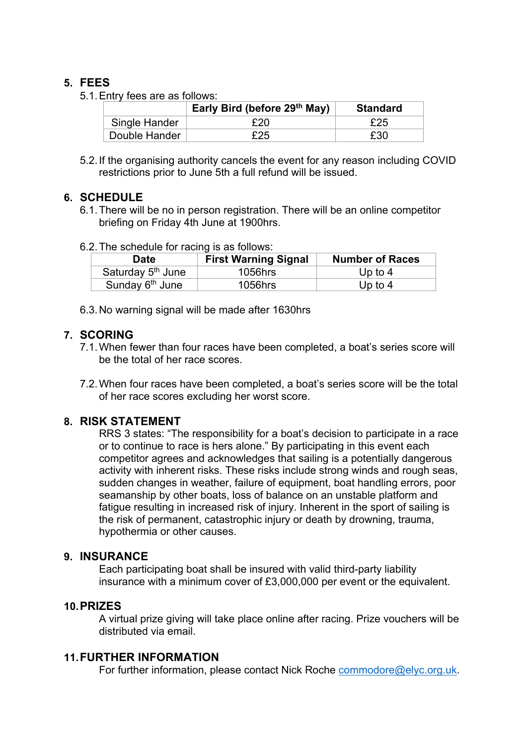## 5. FEES

5.1. Entry fees are as follows:

| | Early Bird (before 29th May) | Standard |
|---|---|---|
| Single Hander | £20 | £25 |
| Double Hander | £25 | £30 |

5.2. If the organising authority cancels the event for any reason including COVID restrictions prior to June 5th a full refund will be issued.

## 6. SCHEDULE

6.1. There will be no in person registration. There will be an online competitor briefing on Friday 4th June at 1900hrs.

6.2. The schedule for racing is as follows:

| Date | First Warning Signal | Number of Races |
|---|---|---|
| Saturday 5th June | 1056hrs | Up to 4 |
| Sunday 6th June | 1056hrs | Up to 4 |

6.3. No warning signal will be made after 1630hrs

## 7. SCORING

7.1. When fewer than four races have been completed, a boat's series score will be the total of her race scores.

7.2. When four races have been completed, a boat's series score will be the total of her race scores excluding her worst score.

## 8. RISK STATEMENT

RRS 3 states: "The responsibility for a boat's decision to participate in a race or to continue to race is hers alone." By participating in this event each competitor agrees and acknowledges that sailing is a potentially dangerous activity with inherent risks. These risks include strong winds and rough seas, sudden changes in weather, failure of equipment, boat handling errors, poor seamanship by other boats, loss of balance on an unstable platform and fatigue resulting in increased risk of injury. Inherent in the sport of sailing is the risk of permanent, catastrophic injury or death by drowning, trauma, hypothermia or other causes.

## 9. INSURANCE

Each participating boat shall be insured with valid third-party liability insurance with a minimum cover of £3,000,000 per event or the equivalent.

## 10. PRIZES

A virtual prize giving will take place online after racing. Prize vouchers will be distributed via email.

## 11. FURTHER INFORMATION

For further information, please contact Nick Roche [commodore@elyc.org.uk](mailto:commodore@elyc.org.uk).